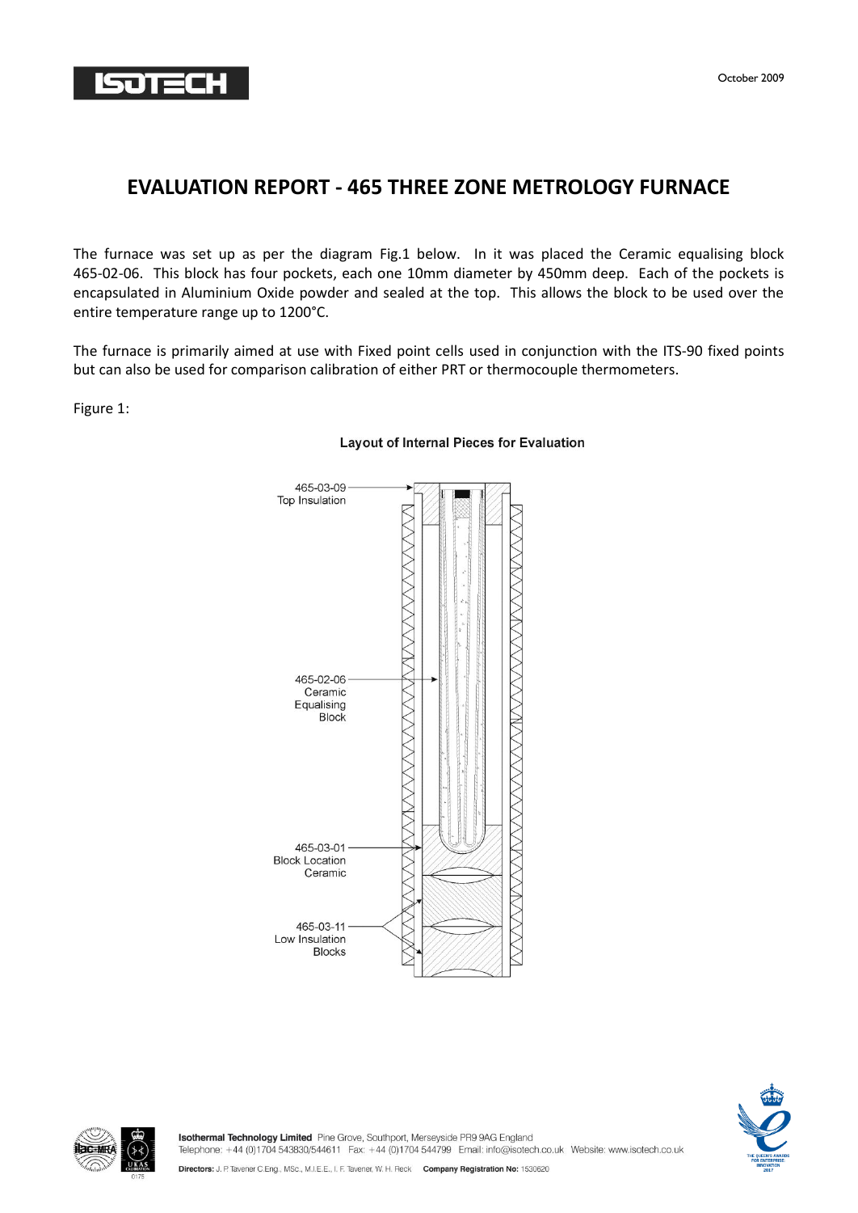# EVALUATION REPORT - 465 THREE ZONE METROLOGY FURNACE

The furnace was set up as per the diagram Fig.1 below. In it was placed the Ceramic equalising block 465-02-06. This block has four pockets, each one 10mm diameter by 450mm deep. Each of the pockets is encapsulated in Aluminium Oxide powder and sealed at the top. This allows the block to be used over the entire temperature range up to 1200°C.

The furnace is primarily aimed at use with Fixed point cells used in conjunction with the ITS-90 fixed points but can also be used for comparison calibration of either PRT or thermocouple thermometers.

Figure 1:

Layout of Internal Pieces for Evaluation

465-03-09
Top Insulation

465-02-06
Ceramic
Equalising
Block

465-03-01
Block Location
Ceramic

465-03-11
Low Insulation
Blocks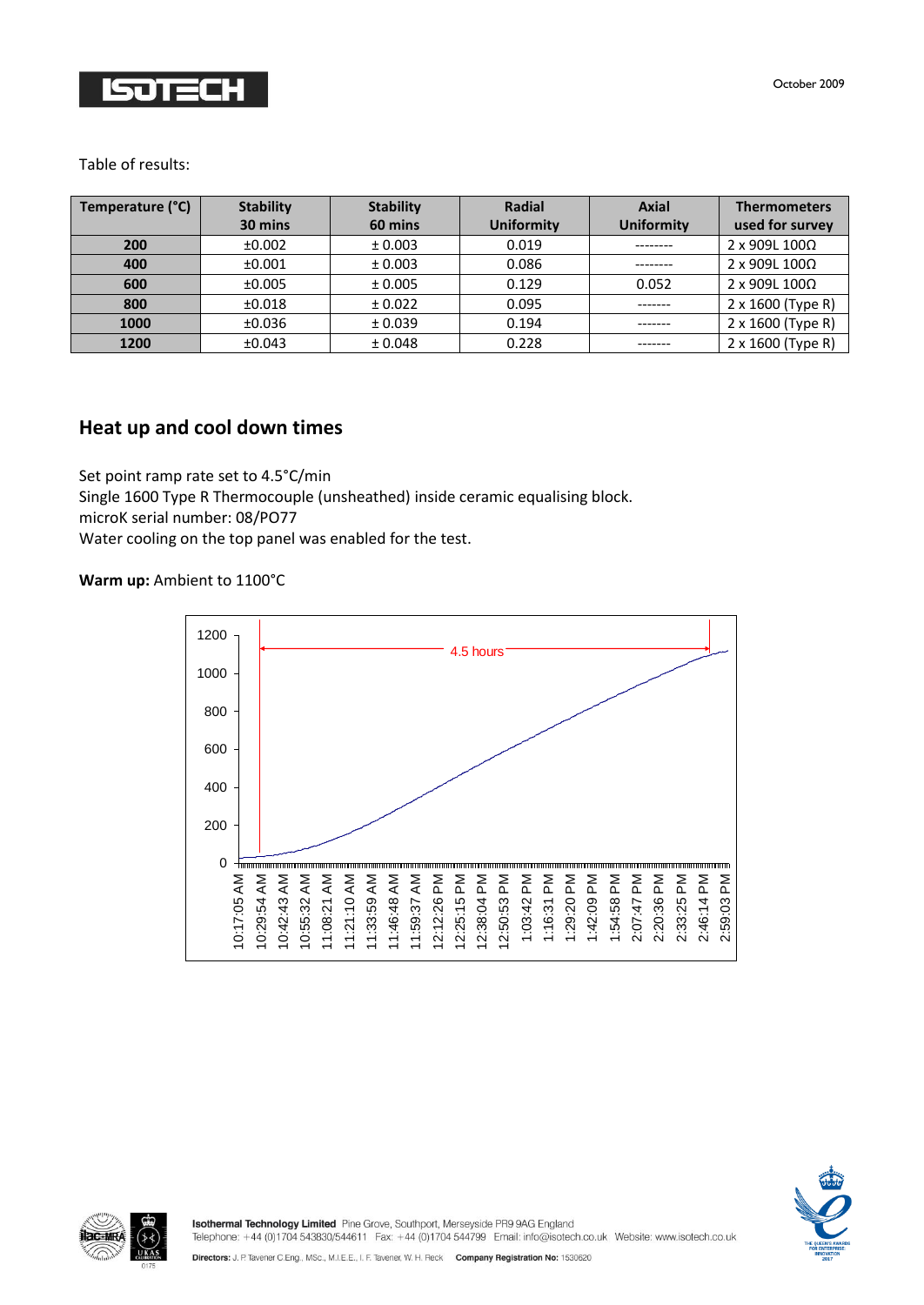Table of results:

| Temperature (°C) | Stability 30 mins | Stability 60 mins | Radial Uniformity | Axial Uniformity | Thermometers used for survey |
|---|---|---|---|---|---|
| **200** | ±0.002 | ± 0.003 | 0.019 | -------- | 2 x 909L 100Ω |
| **400** | ±0.001 | ± 0.003 | 0.086 | -------- | 2 x 909L 100Ω |
| **600** | ±0.005 | ± 0.005 | 0.129 | 0.052 | 2 x 909L 100Ω |
| **800** | ±0.018 | ± 0.022 | 0.095 | ------- | 2 x 1600 (Type R) |
| **1000** | ±0.036 | ± 0.039 | 0.194 | ------- | 2 x 1600 (Type R) |
| **1200** | ±0.043 | ± 0.048 | 0.228 | ------- | 2 x 1600 (Type R) |

## Heat up and cool down times

Set point ramp rate set to 4.5°C/min
Single 1600 Type R Thermocouple (unsheathed) inside ceramic equalising block.
microK serial number: 08/PO77
Water cooling on the top panel was enabled for the test.

**Warm up:** Ambient to 1100°C

4.5 hours

1200
1000
800
600
400
200
0

10:17:05 AM
10:29:54 AM
10:42:43 AM
10:55:32 AM
11:08:21 AM
11:21:10 AM
11:33:59 AM
11:46:48 AM
11:59:37 AM
12:12:26 PM
12:25:15 PM
12:38:04 PM
12:50:53 PM
1:03:42 PM
1:16:31 PM
1:29:20 PM
1:42:09 PM
1:54:58 PM
2:07:47 PM
2:20:36 PM
2:33:25 PM
2:46:14 PM
2:59:03 PM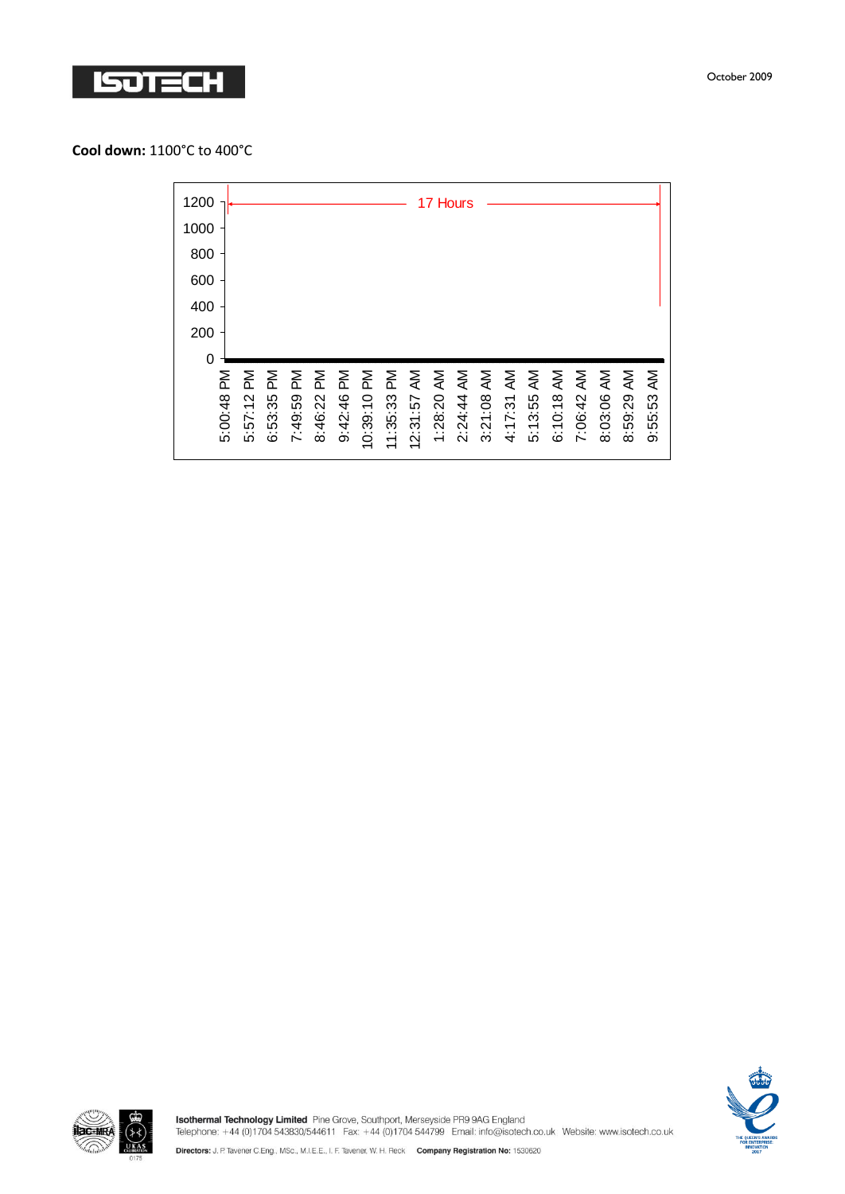**Cool down:** 1100°C to 400°C

17 Hours

1200
1000
800
600
400
200
0

5:00:48 PM
5:57:12 PM
6:53:35 PM
7:49:59 PM
8:46:22 PM
9:42:46 PM
10:39:10 PM
11:35:33 PM
12:31:57 AM
1:28:20 AM
2:24:44 AM
3:21:08 AM
4:17:31 AM
5:13:55 AM
6:10:18 AM
7:06:42 AM
8:03:06 AM
8:59:29 AM
9:55:53 AM